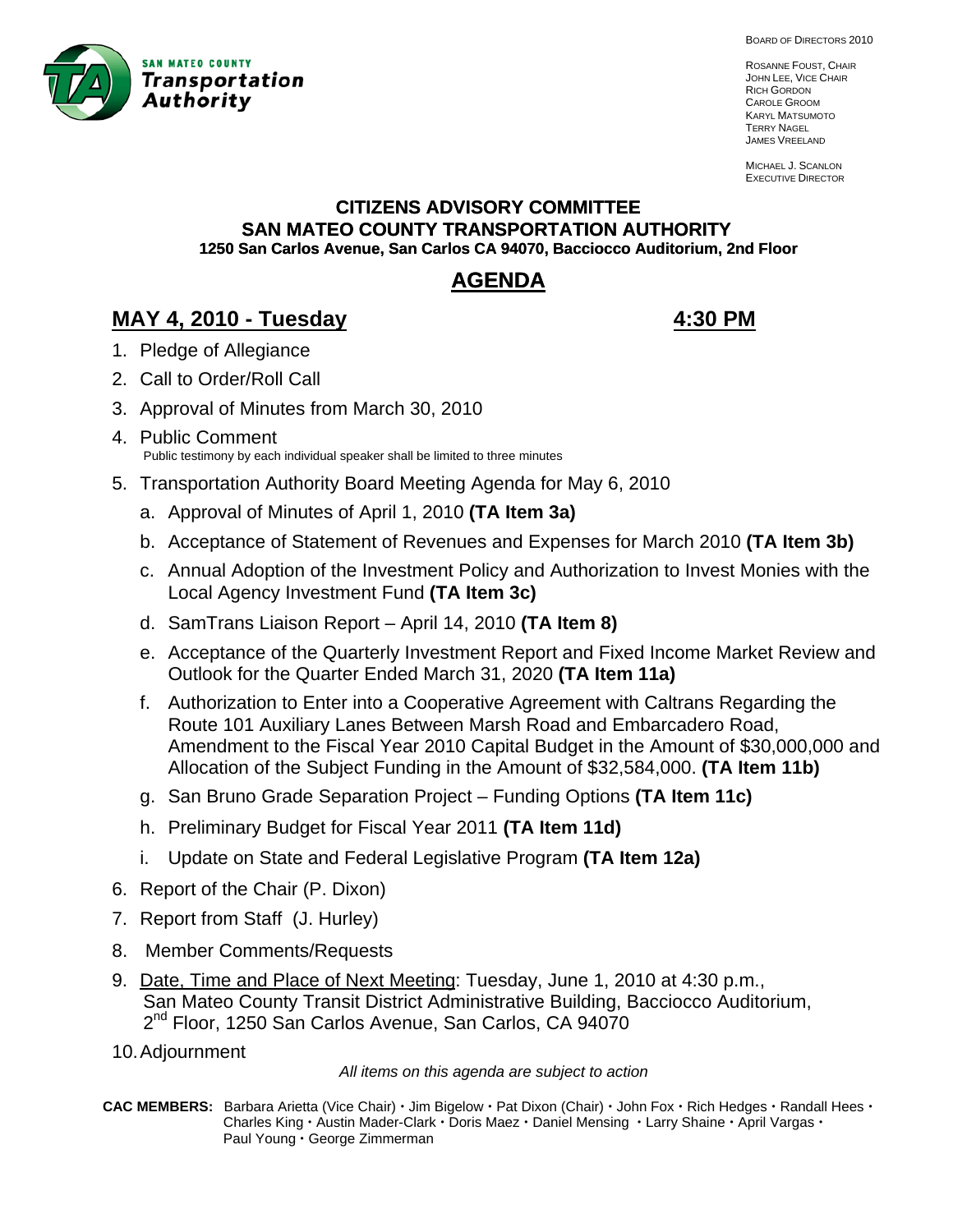SAN MATEO COUNTY **Transportation Authority**

BOARD OF DIRECTORS 2010

ROSANNE FOUST, CHAIR
JOHN LEE, VICE CHAIR
RICH GORDON
CAROLE GROOM
KARYL MATSUMOTO
TERRY NAGEL
JAMES VREELAND

MICHAEL J. SCANLON
EXECUTIVE DIRECTOR

# CITIZENS ADVISORY COMMITTEE
# SAN MATEO COUNTY TRANSPORTATION AUTHORITY
**1250 San Carlos Avenue, San Carlos CA 94070, Bacciocco Auditorium, 2nd Floor**

## AGENDA

## MAY 4, 2010 - Tuesday — 4:30 PM

1. Pledge of Allegiance
2. Call to Order/Roll Call
3. Approval of Minutes from March 30, 2010
4. Public Comment
   Public testimony by each individual speaker shall be limited to three minutes
5. Transportation Authority Board Meeting Agenda for May 6, 2010
   a. Approval of Minutes of April 1, 2010 **(TA Item 3a)**
   b. Acceptance of Statement of Revenues and Expenses for March 2010 **(TA Item 3b)**
   c. Annual Adoption of the Investment Policy and Authorization to Invest Monies with the Local Agency Investment Fund **(TA Item 3c)**
   d. SamTrans Liaison Report – April 14, 2010 **(TA Item 8)**
   e. Acceptance of the Quarterly Investment Report and Fixed Income Market Review and Outlook for the Quarter Ended March 31, 2020 **(TA Item 11a)**
   f. Authorization to Enter into a Cooperative Agreement with Caltrans Regarding the Route 101 Auxiliary Lanes Between Marsh Road and Embarcadero Road, Amendment to the Fiscal Year 2010 Capital Budget in the Amount of $30,000,000 and Allocation of the Subject Funding in the Amount of $32,584,000. **(TA Item 11b)**
   g. San Bruno Grade Separation Project – Funding Options **(TA Item 11c)**
   h. Preliminary Budget for Fiscal Year 2011 **(TA Item 11d)**
   i. Update on State and Federal Legislative Program **(TA Item 12a)**
6. Report of the Chair (P. Dixon)
7. Report from Staff (J. Hurley)
8. Member Comments/Requests
9. Date, Time and Place of Next Meeting: Tuesday, June 1, 2010 at 4:30 p.m., San Mateo County Transit District Administrative Building, Bacciocco Auditorium, 2nd Floor, 1250 San Carlos Avenue, San Carlos, CA 94070
10. Adjournment

*All items on this agenda are subject to action*

**CAC MEMBERS:** Barbara Arietta (Vice Chair) • Jim Bigelow • Pat Dixon (Chair) • John Fox • Rich Hedges • Randall Hees • Charles King • Austin Mader-Clark • Doris Maez • Daniel Mensing • Larry Shaine • April Vargas • Paul Young • George Zimmerman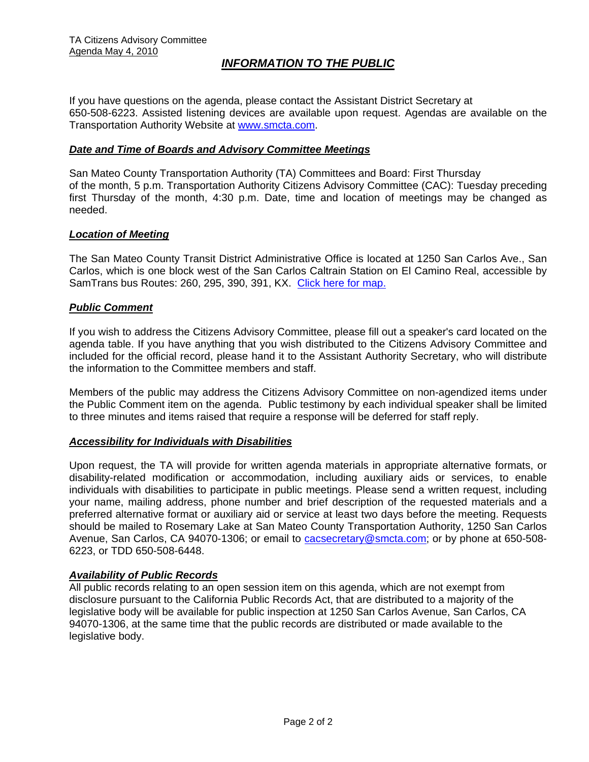# INFORMATION TO THE PUBLIC

If you have questions on the agenda, please contact the Assistant District Secretary at 650-508-6223. Assisted listening devices are available upon request. Agendas are available on the Transportation Authority Website at [www.smcta.com](http://www.smcta.com).

## Date and Time of Boards and Advisory Committee Meetings

San Mateo County Transportation Authority (TA) Committees and Board: First Thursday of the month, 5 p.m. Transportation Authority Citizens Advisory Committee (CAC): Tuesday preceding first Thursday of the month, 4:30 p.m. Date, time and location of meetings may be changed as needed.

## Location of Meeting

The San Mateo County Transit District Administrative Office is located at 1250 San Carlos Ave., San Carlos, which is one block west of the San Carlos Caltrain Station on El Camino Real, accessible by SamTrans bus Routes: 260, 295, 390, 391, KX. Click here for map.

## Public Comment

If you wish to address the Citizens Advisory Committee, please fill out a speaker's card located on the agenda table. If you have anything that you wish distributed to the Citizens Advisory Committee and included for the official record, please hand it to the Assistant Authority Secretary, who will distribute the information to the Committee members and staff.

Members of the public may address the Citizens Advisory Committee on non-agendized items under the Public Comment item on the agenda. Public testimony by each individual speaker shall be limited to three minutes and items raised that require a response will be deferred for staff reply.

## Accessibility for Individuals with Disabilities

Upon request, the TA will provide for written agenda materials in appropriate alternative formats, or disability-related modification or accommodation, including auxiliary aids or services, to enable individuals with disabilities to participate in public meetings. Please send a written request, including your name, mailing address, phone number and brief description of the requested materials and a preferred alternative format or auxiliary aid or service at least two days before the meeting. Requests should be mailed to Rosemary Lake at San Mateo County Transportation Authority, 1250 San Carlos Avenue, San Carlos, CA 94070-1306; or email to [cacsecretary@smcta.com](mailto:cacsecretary@smcta.com); or by phone at 650-508-6223, or TDD 650-508-6448.

## Availability of Public Records

All public records relating to an open session item on this agenda, which are not exempt from disclosure pursuant to the California Public Records Act, that are distributed to a majority of the legislative body will be available for public inspection at 1250 San Carlos Avenue, San Carlos, CA 94070-1306, at the same time that the public records are distributed or made available to the legislative body.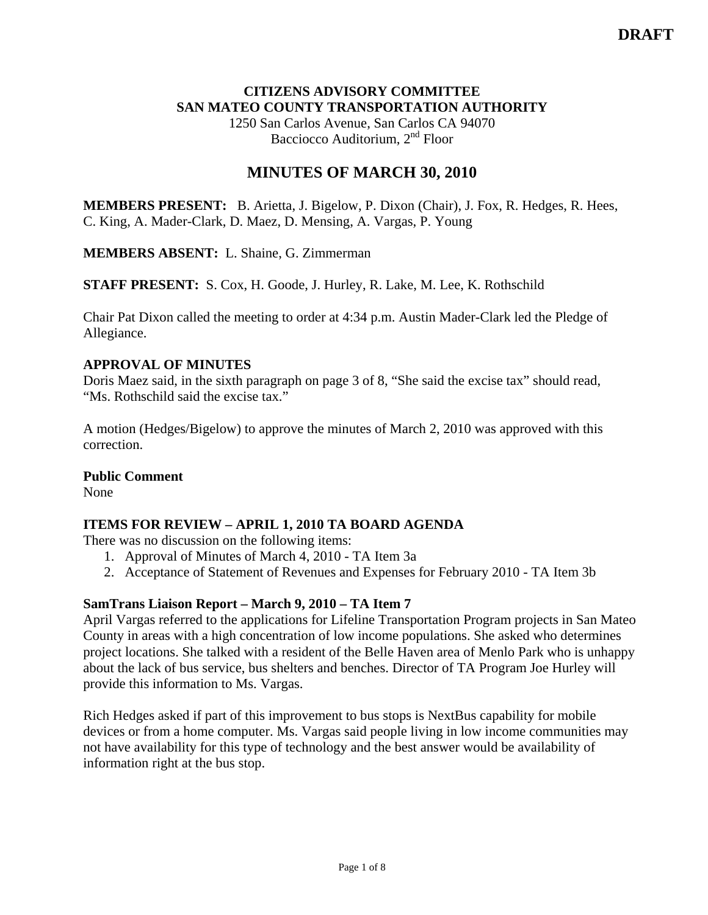**DRAFT**

**CITIZENS ADVISORY COMMITTEE**
**SAN MATEO COUNTY TRANSPORTATION AUTHORITY**
1250 San Carlos Avenue, San Carlos CA 94070
Bacciocco Auditorium, 2nd Floor

# MINUTES OF MARCH 30, 2010

**MEMBERS PRESENT:** B. Arietta, J. Bigelow, P. Dixon (Chair), J. Fox, R. Hedges, R. Hees, C. King, A. Mader-Clark, D. Maez, D. Mensing, A. Vargas, P. Young

**MEMBERS ABSENT:** L. Shaine, G. Zimmerman

**STAFF PRESENT:** S. Cox, H. Goode, J. Hurley, R. Lake, M. Lee, K. Rothschild

Chair Pat Dixon called the meeting to order at 4:34 p.m. Austin Mader-Clark led the Pledge of Allegiance.

**APPROVAL OF MINUTES**

Doris Maez said, in the sixth paragraph on page 3 of 8, "She said the excise tax" should read, "Ms. Rothschild said the excise tax."

A motion (Hedges/Bigelow) to approve the minutes of March 2, 2010 was approved with this correction.

**Public Comment**

None

**ITEMS FOR REVIEW – APRIL 1, 2010 TA BOARD AGENDA**

There was no discussion on the following items:

1. Approval of Minutes of March 4, 2010 - TA Item 3a
2. Acceptance of Statement of Revenues and Expenses for February 2010 - TA Item 3b

**SamTrans Liaison Report – March 9, 2010 – TA Item 7**

April Vargas referred to the applications for Lifeline Transportation Program projects in San Mateo County in areas with a high concentration of low income populations. She asked who determines project locations. She talked with a resident of the Belle Haven area of Menlo Park who is unhappy about the lack of bus service, bus shelters and benches. Director of TA Program Joe Hurley will provide this information to Ms. Vargas.

Rich Hedges asked if part of this improvement to bus stops is NextBus capability for mobile devices or from a home computer. Ms. Vargas said people living in low income communities may not have availability for this type of technology and the best answer would be availability of information right at the bus stop.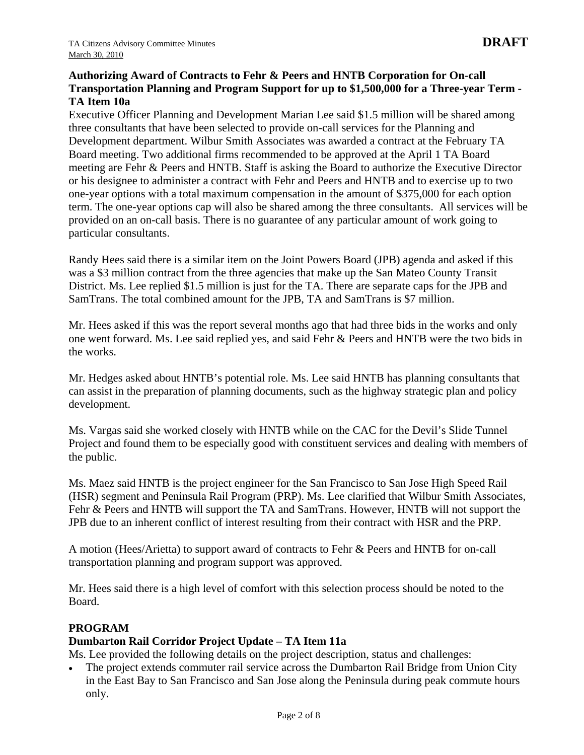**Authorizing Award of Contracts to Fehr & Peers and HNTB Corporation for On-call Transportation Planning and Program Support for up to $1,500,000 for a Three-year Term - TA Item 10a**

Executive Officer Planning and Development Marian Lee said $1.5 million will be shared among three consultants that have been selected to provide on-call services for the Planning and Development department. Wilbur Smith Associates was awarded a contract at the February TA Board meeting. Two additional firms recommended to be approved at the April 1 TA Board meeting are Fehr & Peers and HNTB. Staff is asking the Board to authorize the Executive Director or his designee to administer a contract with Fehr and Peers and HNTB and to exercise up to two one-year options with a total maximum compensation in the amount of $375,000 for each option term. The one-year options cap will also be shared among the three consultants. All services will be provided on an on-call basis. There is no guarantee of any particular amount of work going to particular consultants.

Randy Hees said there is a similar item on the Joint Powers Board (JPB) agenda and asked if this was a $3 million contract from the three agencies that make up the San Mateo County Transit District. Ms. Lee replied $1.5 million is just for the TA. There are separate caps for the JPB and SamTrans. The total combined amount for the JPB, TA and SamTrans is $7 million.

Mr. Hees asked if this was the report several months ago that had three bids in the works and only one went forward. Ms. Lee said replied yes, and said Fehr & Peers and HNTB were the two bids in the works.

Mr. Hedges asked about HNTB's potential role. Ms. Lee said HNTB has planning consultants that can assist in the preparation of planning documents, such as the highway strategic plan and policy development.

Ms. Vargas said she worked closely with HNTB while on the CAC for the Devil's Slide Tunnel Project and found them to be especially good with constituent services and dealing with members of the public.

Ms. Maez said HNTB is the project engineer for the San Francisco to San Jose High Speed Rail (HSR) segment and Peninsula Rail Program (PRP). Ms. Lee clarified that Wilbur Smith Associates, Fehr & Peers and HNTB will support the TA and SamTrans. However, HNTB will not support the JPB due to an inherent conflict of interest resulting from their contract with HSR and the PRP.

A motion (Hees/Arietta) to support award of contracts to Fehr & Peers and HNTB for on-call transportation planning and program support was approved.

Mr. Hees said there is a high level of comfort with this selection process should be noted to the Board.

**PROGRAM**

**Dumbarton Rail Corridor Project Update – TA Item 11a**

Ms. Lee provided the following details on the project description, status and challenges:

- The project extends commuter rail service across the Dumbarton Rail Bridge from Union City in the East Bay to San Francisco and San Jose along the Peninsula during peak commute hours only.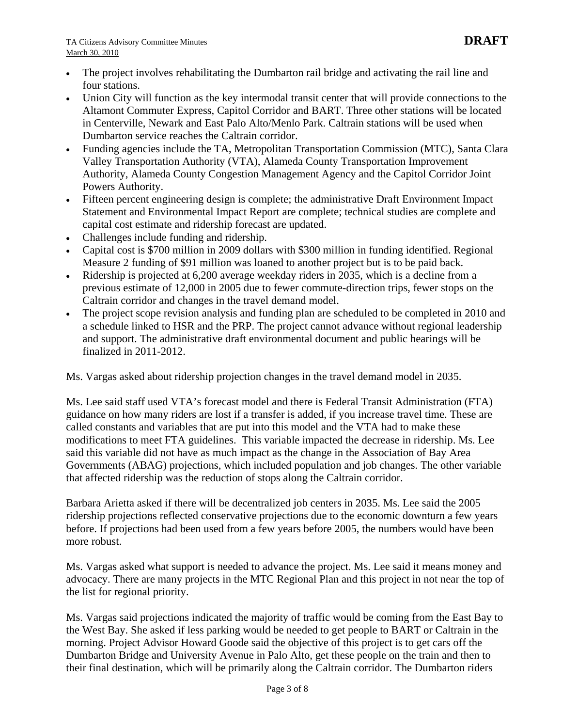- The project involves rehabilitating the Dumbarton rail bridge and activating the rail line and four stations.
- Union City will function as the key intermodal transit center that will provide connections to the Altamont Commuter Express, Capitol Corridor and BART. Three other stations will be located in Centerville, Newark and East Palo Alto/Menlo Park. Caltrain stations will be used when Dumbarton service reaches the Caltrain corridor.
- Funding agencies include the TA, Metropolitan Transportation Commission (MTC), Santa Clara Valley Transportation Authority (VTA), Alameda County Transportation Improvement Authority, Alameda County Congestion Management Agency and the Capitol Corridor Joint Powers Authority.
- Fifteen percent engineering design is complete; the administrative Draft Environment Impact Statement and Environmental Impact Report are complete; technical studies are complete and capital cost estimate and ridership forecast are updated.
- Challenges include funding and ridership.
- Capital cost is $700 million in 2009 dollars with $300 million in funding identified. Regional Measure 2 funding of $91 million was loaned to another project but is to be paid back.
- Ridership is projected at 6,200 average weekday riders in 2035, which is a decline from a previous estimate of 12,000 in 2005 due to fewer commute-direction trips, fewer stops on the Caltrain corridor and changes in the travel demand model.
- The project scope revision analysis and funding plan are scheduled to be completed in 2010 and a schedule linked to HSR and the PRP. The project cannot advance without regional leadership and support. The administrative draft environmental document and public hearings will be finalized in 2011-2012.

Ms. Vargas asked about ridership projection changes in the travel demand model in 2035.

Ms. Lee said staff used VTA's forecast model and there is Federal Transit Administration (FTA) guidance on how many riders are lost if a transfer is added, if you increase travel time. These are called constants and variables that are put into this model and the VTA had to make these modifications to meet FTA guidelines. This variable impacted the decrease in ridership. Ms. Lee said this variable did not have as much impact as the change in the Association of Bay Area Governments (ABAG) projections, which included population and job changes. The other variable that affected ridership was the reduction of stops along the Caltrain corridor.

Barbara Arietta asked if there will be decentralized job centers in 2035. Ms. Lee said the 2005 ridership projections reflected conservative projections due to the economic downturn a few years before. If projections had been used from a few years before 2005, the numbers would have been more robust.

Ms. Vargas asked what support is needed to advance the project. Ms. Lee said it means money and advocacy. There are many projects in the MTC Regional Plan and this project in not near the top of the list for regional priority.

Ms. Vargas said projections indicated the majority of traffic would be coming from the East Bay to the West Bay. She asked if less parking would be needed to get people to BART or Caltrain in the morning. Project Advisor Howard Goode said the objective of this project is to get cars off the Dumbarton Bridge and University Avenue in Palo Alto, get these people on the train and then to their final destination, which will be primarily along the Caltrain corridor. The Dumbarton riders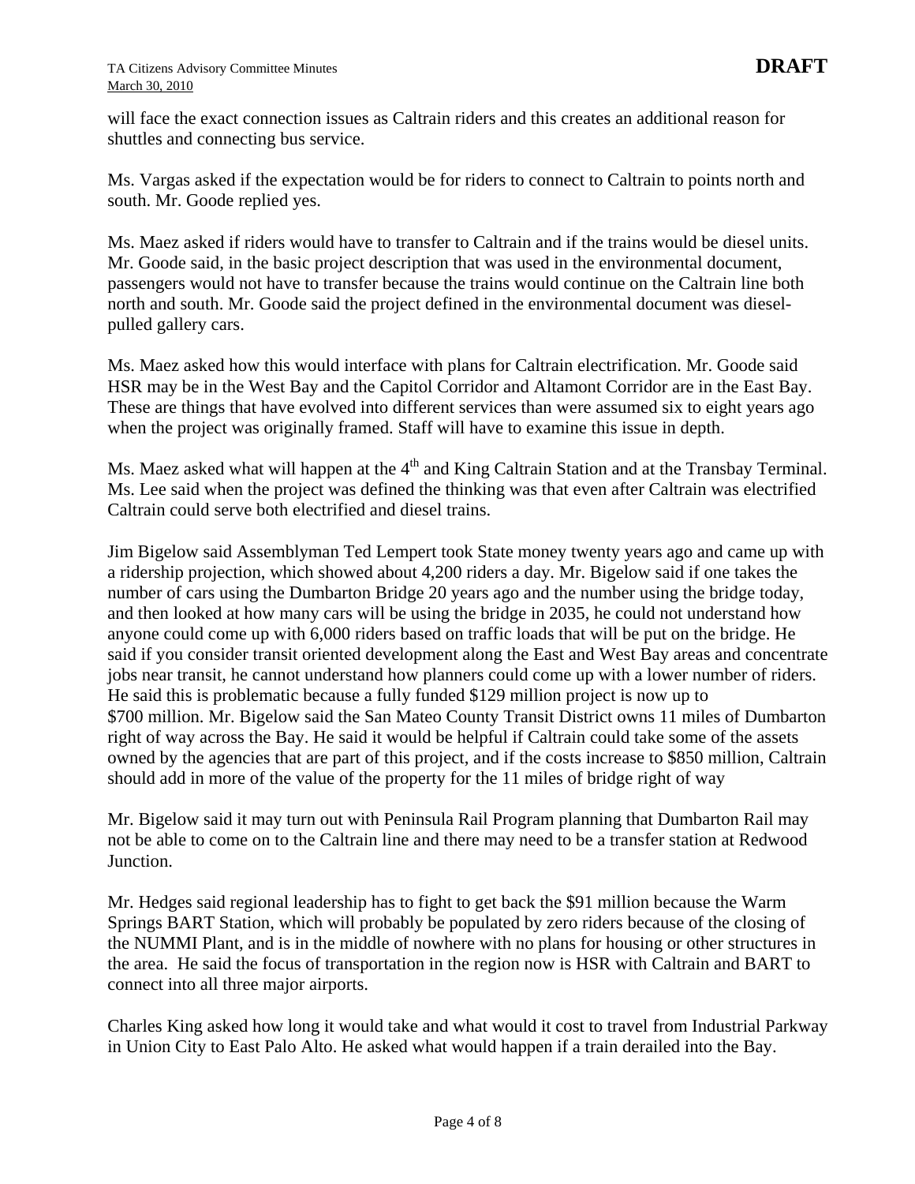will face the exact connection issues as Caltrain riders and this creates an additional reason for shuttles and connecting bus service.

Ms. Vargas asked if the expectation would be for riders to connect to Caltrain to points north and south. Mr. Goode replied yes.

Ms. Maez asked if riders would have to transfer to Caltrain and if the trains would be diesel units. Mr. Goode said, in the basic project description that was used in the environmental document, passengers would not have to transfer because the trains would continue on the Caltrain line both north and south. Mr. Goode said the project defined in the environmental document was diesel-pulled gallery cars.

Ms. Maez asked how this would interface with plans for Caltrain electrification. Mr. Goode said HSR may be in the West Bay and the Capitol Corridor and Altamont Corridor are in the East Bay. These are things that have evolved into different services than were assumed six to eight years ago when the project was originally framed. Staff will have to examine this issue in depth.

Ms. Maez asked what will happen at the 4th and King Caltrain Station and at the Transbay Terminal. Ms. Lee said when the project was defined the thinking was that even after Caltrain was electrified Caltrain could serve both electrified and diesel trains.

Jim Bigelow said Assemblyman Ted Lempert took State money twenty years ago and came up with a ridership projection, which showed about 4,200 riders a day. Mr. Bigelow said if one takes the number of cars using the Dumbarton Bridge 20 years ago and the number using the bridge today, and then looked at how many cars will be using the bridge in 2035, he could not understand how anyone could come up with 6,000 riders based on traffic loads that will be put on the bridge. He said if you consider transit oriented development along the East and West Bay areas and concentrate jobs near transit, he cannot understand how planners could come up with a lower number of riders. He said this is problematic because a fully funded $129 million project is now up to $700 million. Mr. Bigelow said the San Mateo County Transit District owns 11 miles of Dumbarton right of way across the Bay. He said it would be helpful if Caltrain could take some of the assets owned by the agencies that are part of this project, and if the costs increase to $850 million, Caltrain should add in more of the value of the property for the 11 miles of bridge right of way

Mr. Bigelow said it may turn out with Peninsula Rail Program planning that Dumbarton Rail may not be able to come on to the Caltrain line and there may need to be a transfer station at Redwood Junction.

Mr. Hedges said regional leadership has to fight to get back the $91 million because the Warm Springs BART Station, which will probably be populated by zero riders because of the closing of the NUMMI Plant, and is in the middle of nowhere with no plans for housing or other structures in the area. He said the focus of transportation in the region now is HSR with Caltrain and BART to connect into all three major airports.

Charles King asked how long it would take and what would it cost to travel from Industrial Parkway in Union City to East Palo Alto. He asked what would happen if a train derailed into the Bay.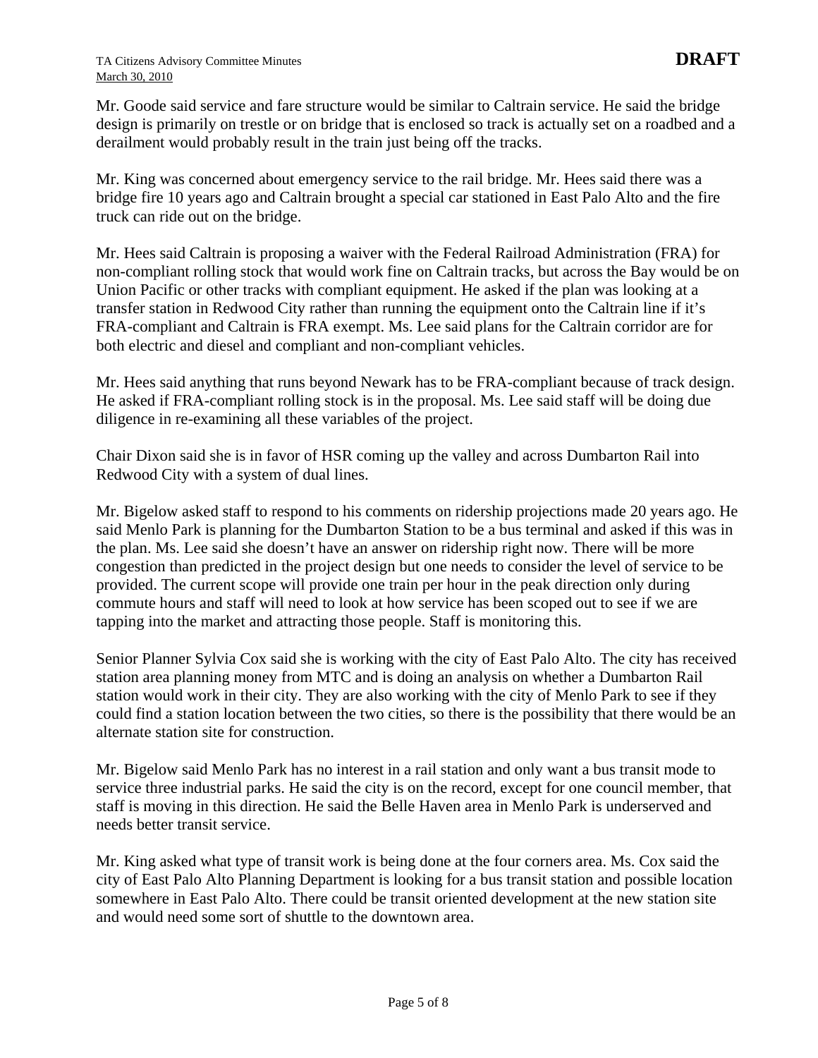Mr. Goode said service and fare structure would be similar to Caltrain service. He said the bridge design is primarily on trestle or on bridge that is enclosed so track is actually set on a roadbed and a derailment would probably result in the train just being off the tracks.

Mr. King was concerned about emergency service to the rail bridge. Mr. Hees said there was a bridge fire 10 years ago and Caltrain brought a special car stationed in East Palo Alto and the fire truck can ride out on the bridge.

Mr. Hees said Caltrain is proposing a waiver with the Federal Railroad Administration (FRA) for non-compliant rolling stock that would work fine on Caltrain tracks, but across the Bay would be on Union Pacific or other tracks with compliant equipment. He asked if the plan was looking at a transfer station in Redwood City rather than running the equipment onto the Caltrain line if it's FRA-compliant and Caltrain is FRA exempt. Ms. Lee said plans for the Caltrain corridor are for both electric and diesel and compliant and non-compliant vehicles.

Mr. Hees said anything that runs beyond Newark has to be FRA-compliant because of track design. He asked if FRA-compliant rolling stock is in the proposal. Ms. Lee said staff will be doing due diligence in re-examining all these variables of the project.

Chair Dixon said she is in favor of HSR coming up the valley and across Dumbarton Rail into Redwood City with a system of dual lines.

Mr. Bigelow asked staff to respond to his comments on ridership projections made 20 years ago. He said Menlo Park is planning for the Dumbarton Station to be a bus terminal and asked if this was in the plan. Ms. Lee said she doesn't have an answer on ridership right now. There will be more congestion than predicted in the project design but one needs to consider the level of service to be provided. The current scope will provide one train per hour in the peak direction only during commute hours and staff will need to look at how service has been scoped out to see if we are tapping into the market and attracting those people. Staff is monitoring this.

Senior Planner Sylvia Cox said she is working with the city of East Palo Alto. The city has received station area planning money from MTC and is doing an analysis on whether a Dumbarton Rail station would work in their city. They are also working with the city of Menlo Park to see if they could find a station location between the two cities, so there is the possibility that there would be an alternate station site for construction.

Mr. Bigelow said Menlo Park has no interest in a rail station and only want a bus transit mode to service three industrial parks. He said the city is on the record, except for one council member, that staff is moving in this direction. He said the Belle Haven area in Menlo Park is underserved and needs better transit service.

Mr. King asked what type of transit work is being done at the four corners area. Ms. Cox said the city of East Palo Alto Planning Department is looking for a bus transit station and possible location somewhere in East Palo Alto. There could be transit oriented development at the new station site and would need some sort of shuttle to the downtown area.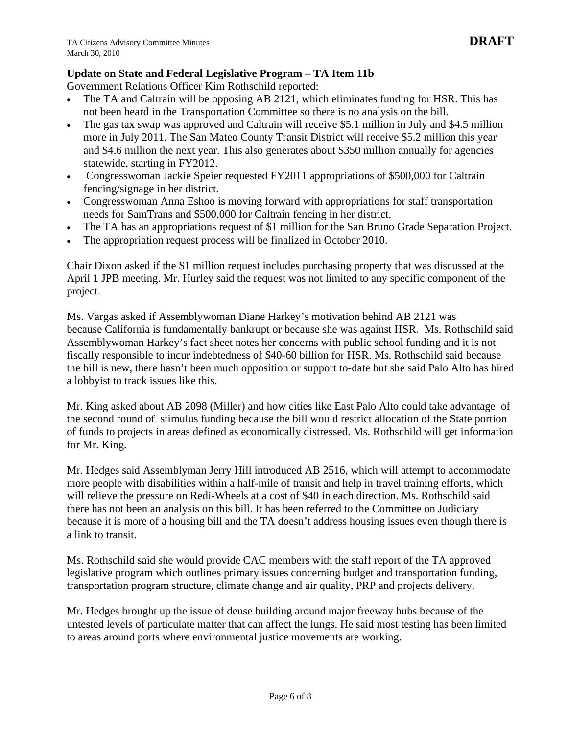**Update on State and Federal Legislative Program – TA Item 11b**

Government Relations Officer Kim Rothschild reported:

- The TA and Caltrain will be opposing AB 2121, which eliminates funding for HSR. This has not been heard in the Transportation Committee so there is no analysis on the bill.
- The gas tax swap was approved and Caltrain will receive $5.1 million in July and $4.5 million more in July 2011. The San Mateo County Transit District will receive $5.2 million this year and $4.6 million the next year. This also generates about $350 million annually for agencies statewide, starting in FY2012.
- Congresswoman Jackie Speier requested FY2011 appropriations of $500,000 for Caltrain fencing/signage in her district.
- Congresswoman Anna Eshoo is moving forward with appropriations for staff transportation needs for SamTrans and $500,000 for Caltrain fencing in her district.
- The TA has an appropriations request of $1 million for the San Bruno Grade Separation Project.
- The appropriation request process will be finalized in October 2010.

Chair Dixon asked if the $1 million request includes purchasing property that was discussed at the April 1 JPB meeting. Mr. Hurley said the request was not limited to any specific component of the project.

Ms. Vargas asked if Assemblywoman Diane Harkey's motivation behind AB 2121 was because California is fundamentally bankrupt or because she was against HSR. Ms. Rothschild said Assemblywoman Harkey's fact sheet notes her concerns with public school funding and it is not fiscally responsible to incur indebtedness of $40-60 billion for HSR. Ms. Rothschild said because the bill is new, there hasn't been much opposition or support to-date but she said Palo Alto has hired a lobbyist to track issues like this.

Mr. King asked about AB 2098 (Miller) and how cities like East Palo Alto could take advantage of the second round of stimulus funding because the bill would restrict allocation of the State portion of funds to projects in areas defined as economically distressed. Ms. Rothschild will get information for Mr. King.

Mr. Hedges said Assemblyman Jerry Hill introduced AB 2516, which will attempt to accommodate more people with disabilities within a half-mile of transit and help in travel training efforts, which will relieve the pressure on Redi-Wheels at a cost of $40 in each direction. Ms. Rothschild said there has not been an analysis on this bill. It has been referred to the Committee on Judiciary because it is more of a housing bill and the TA doesn't address housing issues even though there is a link to transit.

Ms. Rothschild said she would provide CAC members with the staff report of the TA approved legislative program which outlines primary issues concerning budget and transportation funding, transportation program structure, climate change and air quality, PRP and projects delivery.

Mr. Hedges brought up the issue of dense building around major freeway hubs because of the untested levels of particulate matter that can affect the lungs. He said most testing has been limited to areas around ports where environmental justice movements are working.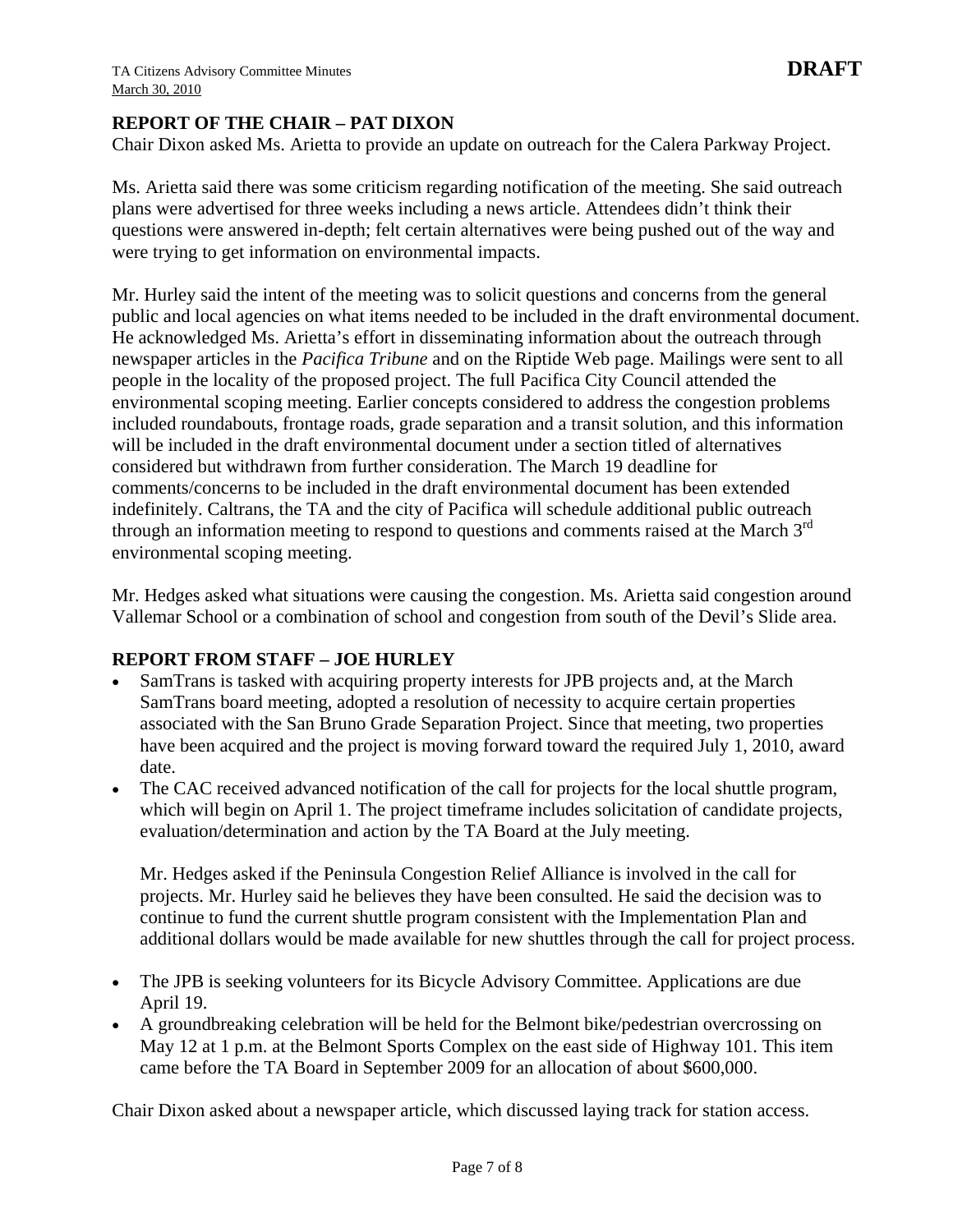## REPORT OF THE CHAIR – PAT DIXON

Chair Dixon asked Ms. Arietta to provide an update on outreach for the Calera Parkway Project.

Ms. Arietta said there was some criticism regarding notification of the meeting. She said outreach plans were advertised for three weeks including a news article. Attendees didn't think their questions were answered in-depth; felt certain alternatives were being pushed out of the way and were trying to get information on environmental impacts.

Mr. Hurley said the intent of the meeting was to solicit questions and concerns from the general public and local agencies on what items needed to be included in the draft environmental document. He acknowledged Ms. Arietta's effort in disseminating information about the outreach through newspaper articles in the *Pacifica Tribune* and on the Riptide Web page. Mailings were sent to all people in the locality of the proposed project. The full Pacifica City Council attended the environmental scoping meeting. Earlier concepts considered to address the congestion problems included roundabouts, frontage roads, grade separation and a transit solution, and this information will be included in the draft environmental document under a section titled of alternatives considered but withdrawn from further consideration. The March 19 deadline for comments/concerns to be included in the draft environmental document has been extended indefinitely. Caltrans, the TA and the city of Pacifica will schedule additional public outreach through an information meeting to respond to questions and comments raised at the March 3rd environmental scoping meeting.

Mr. Hedges asked what situations were causing the congestion. Ms. Arietta said congestion around Vallemar School or a combination of school and congestion from south of the Devil's Slide area.

## REPORT FROM STAFF – JOE HURLEY

- SamTrans is tasked with acquiring property interests for JPB projects and, at the March SamTrans board meeting, adopted a resolution of necessity to acquire certain properties associated with the San Bruno Grade Separation Project. Since that meeting, two properties have been acquired and the project is moving forward toward the required July 1, 2010, award date.
- The CAC received advanced notification of the call for projects for the local shuttle program, which will begin on April 1. The project timeframe includes solicitation of candidate projects, evaluation/determination and action by the TA Board at the July meeting.

  Mr. Hedges asked if the Peninsula Congestion Relief Alliance is involved in the call for projects. Mr. Hurley said he believes they have been consulted. He said the decision was to continue to fund the current shuttle program consistent with the Implementation Plan and additional dollars would be made available for new shuttles through the call for project process.

- The JPB is seeking volunteers for its Bicycle Advisory Committee. Applications are due April 19.
- A groundbreaking celebration will be held for the Belmont bike/pedestrian overcrossing on May 12 at 1 p.m. at the Belmont Sports Complex on the east side of Highway 101. This item came before the TA Board in September 2009 for an allocation of about $600,000.

Chair Dixon asked about a newspaper article, which discussed laying track for station access.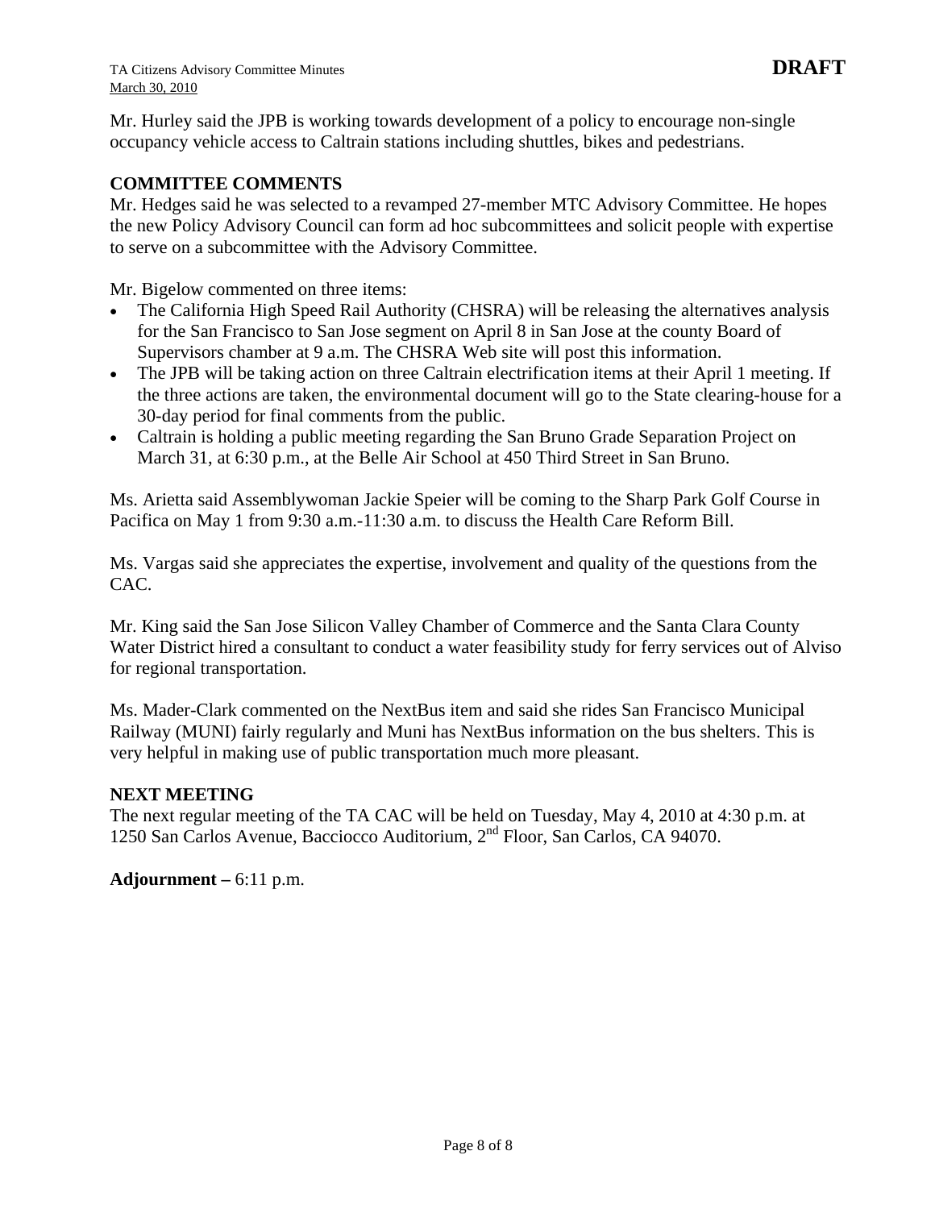Mr. Hurley said the JPB is working towards development of a policy to encourage non-single occupancy vehicle access to Caltrain stations including shuttles, bikes and pedestrians.

**COMMITTEE COMMENTS**

Mr. Hedges said he was selected to a revamped 27-member MTC Advisory Committee. He hopes the new Policy Advisory Council can form ad hoc subcommittees and solicit people with expertise to serve on a subcommittee with the Advisory Committee.

Mr. Bigelow commented on three items:

- The California High Speed Rail Authority (CHSRA) will be releasing the alternatives analysis for the San Francisco to San Jose segment on April 8 in San Jose at the county Board of Supervisors chamber at 9 a.m. The CHSRA Web site will post this information.
- The JPB will be taking action on three Caltrain electrification items at their April 1 meeting. If the three actions are taken, the environmental document will go to the State clearing-house for a 30-day period for final comments from the public.
- Caltrain is holding a public meeting regarding the San Bruno Grade Separation Project on March 31, at 6:30 p.m., at the Belle Air School at 450 Third Street in San Bruno.

Ms. Arietta said Assemblywoman Jackie Speier will be coming to the Sharp Park Golf Course in Pacifica on May 1 from 9:30 a.m.-11:30 a.m. to discuss the Health Care Reform Bill.

Ms. Vargas said she appreciates the expertise, involvement and quality of the questions from the CAC.

Mr. King said the San Jose Silicon Valley Chamber of Commerce and the Santa Clara County Water District hired a consultant to conduct a water feasibility study for ferry services out of Alviso for regional transportation.

Ms. Mader-Clark commented on the NextBus item and said she rides San Francisco Municipal Railway (MUNI) fairly regularly and Muni has NextBus information on the bus shelters. This is very helpful in making use of public transportation much more pleasant.

**NEXT MEETING**

The next regular meeting of the TA CAC will be held on Tuesday, May 4, 2010 at 4:30 p.m. at 1250 San Carlos Avenue, Bacciocco Auditorium, 2nd Floor, San Carlos, CA 94070.

**Adjournment –** 6:11 p.m.